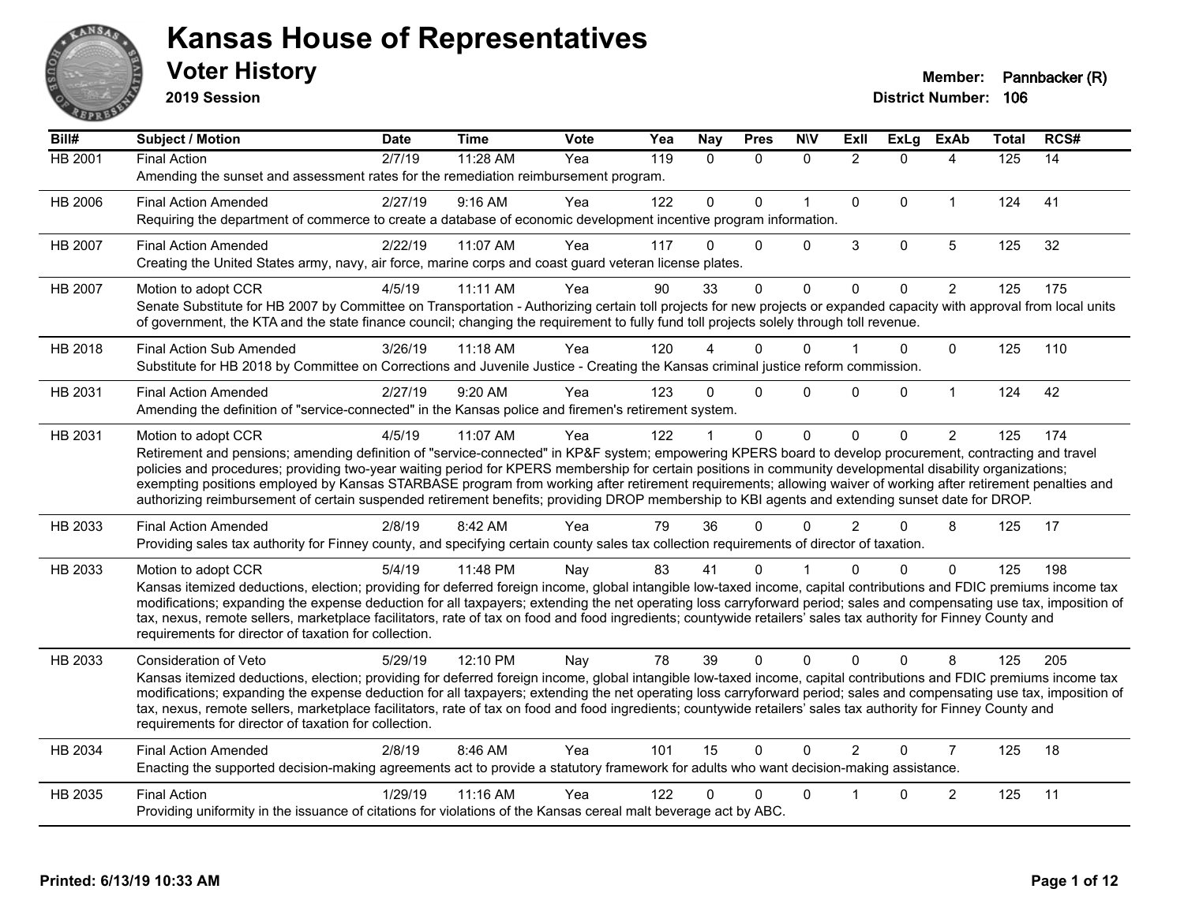# Kansas House of Representatives

## Voter History

**2019 Session**

**Member:** Pannbacker (R)
**District Number:** 106

| Bill# | Subject / Motion | Date | Time | Vote | Yea | Nay | Pres | N\V | ExII | ExLg | ExAb | Total | RCS# |
|---|---|---|---|---|---|---|---|---|---|---|---|---|---|
| HB 2001 | Final Action | 2/7/19 | 11:28 AM | Yea | 119 | 0 | 0 | 0 | 2 | 0 | 4 | 125 | 14 |
| | Amending the sunset and assessment rates for the remediation reimbursement program. | | | | | | | | | | | | |
| HB 2006 | Final Action Amended | 2/27/19 | 9:16 AM | Yea | 122 | 0 | 0 | 1 | 0 | 0 | 1 | 124 | 41 |
| | Requiring the department of commerce to create a database of economic development incentive program information. | | | | | | | | | | | | |
| HB 2007 | Final Action Amended | 2/22/19 | 11:07 AM | Yea | 117 | 0 | 0 | 0 | 3 | 0 | 5 | 125 | 32 |
| | Creating the United States army, navy, air force, marine corps and coast guard veteran license plates. | | | | | | | | | | | | |
| HB 2007 | Motion to adopt CCR | 4/5/19 | 11:11 AM | Yea | 90 | 33 | 0 | 0 | 0 | 0 | 2 | 125 | 175 |
| | Senate Substitute for HB 2007 by Committee on Transportation - Authorizing certain toll projects for new projects or expanded capacity with approval from local units of government, the KTA and the state finance council; changing the requirement to fully fund toll projects solely through toll revenue. | | | | | | | | | | | | |
| HB 2018 | Final Action Sub Amended | 3/26/19 | 11:18 AM | Yea | 120 | 4 | 0 | 0 | 1 | 0 | 0 | 125 | 110 |
| | Substitute for HB 2018 by Committee on Corrections and Juvenile Justice - Creating the Kansas criminal justice reform commission. | | | | | | | | | | | | |
| HB 2031 | Final Action Amended | 2/27/19 | 9:20 AM | Yea | 123 | 0 | 0 | 0 | 0 | 0 | 1 | 124 | 42 |
| | Amending the definition of "service-connected" in the Kansas police and firemen's retirement system. | | | | | | | | | | | | |
| HB 2031 | Motion to adopt CCR | 4/5/19 | 11:07 AM | Yea | 122 | 1 | 0 | 0 | 0 | 0 | 2 | 125 | 174 |
| | Retirement and pensions; amending definition of "service-connected" in KP&F system; empowering KPERS board to develop procurement, contracting and travel policies and procedures; providing two-year waiting period for KPERS membership for certain positions in community developmental disability organizations; exempting positions employed by Kansas STARBASE program from working after retirement requirements; allowing waiver of working after retirement penalties and authorizing reimbursement of certain suspended retirement benefits; providing DROP membership to KBI agents and extending sunset date for DROP. | | | | | | | | | | | | |
| HB 2033 | Final Action Amended | 2/8/19 | 8:42 AM | Yea | 79 | 36 | 0 | 0 | 2 | 0 | 8 | 125 | 17 |
| | Providing sales tax authority for Finney county, and specifying certain county sales tax collection requirements of director of taxation. | | | | | | | | | | | | |
| HB 2033 | Motion to adopt CCR | 5/4/19 | 11:48 PM | Nay | 83 | 41 | 0 | 1 | 0 | 0 | 0 | 125 | 198 |
| | Kansas itemized deductions, election; providing for deferred foreign income, global intangible low-taxed income, capital contributions and FDIC premiums income tax modifications; expanding the expense deduction for all taxpayers; extending the net operating loss carryforward period; sales and compensating use tax, imposition of tax, nexus, remote sellers, marketplace facilitators, rate of tax on food and food ingredients; countywide retailers' sales tax authority for Finney County and requirements for director of taxation for collection. | | | | | | | | | | | | |
| HB 2033 | Consideration of Veto | 5/29/19 | 12:10 PM | Nay | 78 | 39 | 0 | 0 | 0 | 0 | 8 | 125 | 205 |
| | Kansas itemized deductions, election; providing for deferred foreign income, global intangible low-taxed income, capital contributions and FDIC premiums income tax modifications; expanding the expense deduction for all taxpayers; extending the net operating loss carryforward period; sales and compensating use tax, imposition of tax, nexus, remote sellers, marketplace facilitators, rate of tax on food and food ingredients; countywide retailers' sales tax authority for Finney County and requirements for director of taxation for collection. | | | | | | | | | | | | |
| HB 2034 | Final Action Amended | 2/8/19 | 8:46 AM | Yea | 101 | 15 | 0 | 0 | 2 | 0 | 7 | 125 | 18 |
| | Enacting the supported decision-making agreements act to provide a statutory framework for adults who want decision-making assistance. | | | | | | | | | | | | |
| HB 2035 | Final Action | 1/29/19 | 11:16 AM | Yea | 122 | 0 | 0 | 0 | 1 | 0 | 2 | 125 | 11 |
| | Providing uniformity in the issuance of citations for violations of the Kansas cereal malt beverage act by ABC. | | | | | | | | | | | | |

Printed: 6/13/19 10:33 AM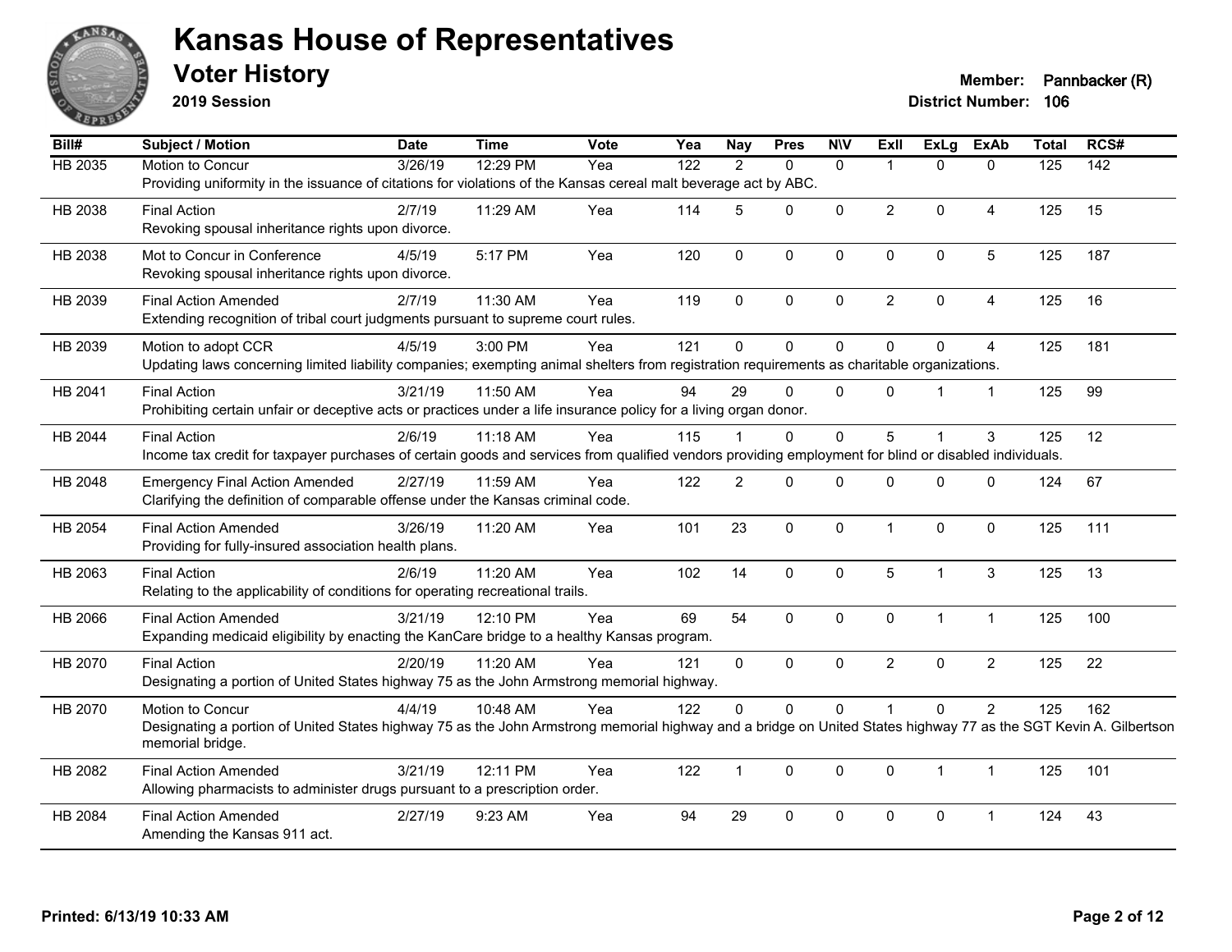# Kansas House of Representatives

## Voter History

**2019 Session**

**Member:** Pannbacker (R)
**District Number:** 106

| Bill# | Subject / Motion | Date | Time | Vote | Yea | Nay | Pres | N\V | ExII | ExLg | ExAb | Total | RCS# |
|---|---|---|---|---|---|---|---|---|---|---|---|---|---|
| HB 2035 | Motion to Concur | 3/26/19 | 12:29 PM | Yea | 122 | 2 | 0 | 0 | 1 | 0 | 0 | 125 | 142 |
| | Providing uniformity in the issuance of citations for violations of the Kansas cereal malt beverage act by ABC. | | | | | | | | | | | | |
| HB 2038 | Final Action | 2/7/19 | 11:29 AM | Yea | 114 | 5 | 0 | 0 | 2 | 0 | 4 | 125 | 15 |
| | Revoking spousal inheritance rights upon divorce. | | | | | | | | | | | | |
| HB 2038 | Mot to Concur in Conference | 4/5/19 | 5:17 PM | Yea | 120 | 0 | 0 | 0 | 0 | 0 | 5 | 125 | 187 |
| | Revoking spousal inheritance rights upon divorce. | | | | | | | | | | | | |
| HB 2039 | Final Action Amended | 2/7/19 | 11:30 AM | Yea | 119 | 0 | 0 | 0 | 2 | 0 | 4 | 125 | 16 |
| | Extending recognition of tribal court judgments pursuant to supreme court rules. | | | | | | | | | | | | |
| HB 2039 | Motion to adopt CCR | 4/5/19 | 3:00 PM | Yea | 121 | 0 | 0 | 0 | 0 | 0 | 4 | 125 | 181 |
| | Updating laws concerning limited liability companies; exempting animal shelters from registration requirements as charitable organizations. | | | | | | | | | | | | |
| HB 2041 | Final Action | 3/21/19 | 11:50 AM | Yea | 94 | 29 | 0 | 0 | 0 | 1 | 1 | 125 | 99 |
| | Prohibiting certain unfair or deceptive acts or practices under a life insurance policy for a living organ donor. | | | | | | | | | | | | |
| HB 2044 | Final Action | 2/6/19 | 11:18 AM | Yea | 115 | 1 | 0 | 0 | 5 | 1 | 3 | 125 | 12 |
| | Income tax credit for taxpayer purchases of certain goods and services from qualified vendors providing employment for blind or disabled individuals. | | | | | | | | | | | | |
| HB 2048 | Emergency Final Action Amended | 2/27/19 | 11:59 AM | Yea | 122 | 2 | 0 | 0 | 0 | 0 | 0 | 124 | 67 |
| | Clarifying the definition of comparable offense under the Kansas criminal code. | | | | | | | | | | | | |
| HB 2054 | Final Action Amended | 3/26/19 | 11:20 AM | Yea | 101 | 23 | 0 | 0 | 1 | 0 | 0 | 125 | 111 |
| | Providing for fully-insured association health plans. | | | | | | | | | | | | |
| HB 2063 | Final Action | 2/6/19 | 11:20 AM | Yea | 102 | 14 | 0 | 0 | 5 | 1 | 3 | 125 | 13 |
| | Relating to the applicability of conditions for operating recreational trails. | | | | | | | | | | | | |
| HB 2066 | Final Action Amended | 3/21/19 | 12:10 PM | Yea | 69 | 54 | 0 | 0 | 0 | 1 | 1 | 125 | 100 |
| | Expanding medicaid eligibility by enacting the KanCare bridge to a healthy Kansas program. | | | | | | | | | | | | |
| HB 2070 | Final Action | 2/20/19 | 11:20 AM | Yea | 121 | 0 | 0 | 0 | 2 | 0 | 2 | 125 | 22 |
| | Designating a portion of United States highway 75 as the John Armstrong memorial highway. | | | | | | | | | | | | |
| HB 2070 | Motion to Concur | 4/4/19 | 10:48 AM | Yea | 122 | 0 | 0 | 0 | 1 | 0 | 2 | 125 | 162 |
| | Designating a portion of United States highway 75 as the John Armstrong memorial highway and a bridge on United States highway 77 as the SGT Kevin A. Gilbertson memorial bridge. | | | | | | | | | | | | |
| HB 2082 | Final Action Amended | 3/21/19 | 12:11 PM | Yea | 122 | 1 | 0 | 0 | 0 | 1 | 1 | 125 | 101 |
| | Allowing pharmacists to administer drugs pursuant to a prescription order. | | | | | | | | | | | | |
| HB 2084 | Final Action Amended | 2/27/19 | 9:23 AM | Yea | 94 | 29 | 0 | 0 | 0 | 0 | 1 | 124 | 43 |
| | Amending the Kansas 911 act. | | | | | | | | | | | | |

Printed: 6/13/19 10:33 AM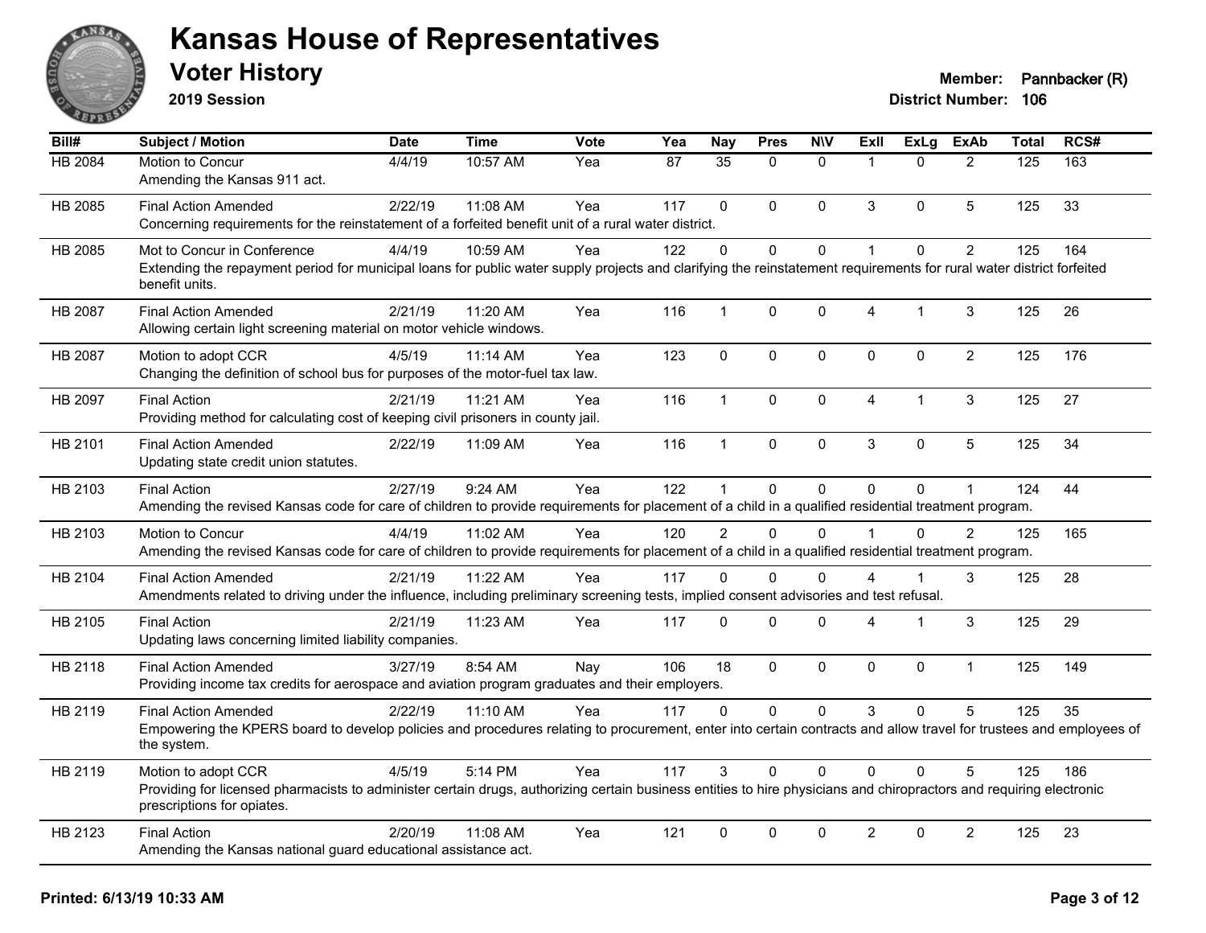# Kansas House of Representatives

## Voter History

**2019 Session**

**Member:** Pannbacker (R)
**District Number:** 106

| Bill# | Subject / Motion | Date | Time | Vote | Yea | Nay | Pres | N\V | ExII | ExLg | ExAb | Total | RCS# |
|---|---|---|---|---|---|---|---|---|---|---|---|---|---|
| HB 2084 | Motion to Concur<br>Amending the Kansas 911 act. | 4/4/19 | 10:57 AM | Yea | 87 | 35 | 0 | 0 | 1 | 0 | 2 | 125 | 163 |
| HB 2085 | Final Action Amended<br>Concerning requirements for the reinstatement of a forfeited benefit unit of a rural water district. | 2/22/19 | 11:08 AM | Yea | 117 | 0 | 0 | 0 | 3 | 0 | 5 | 125 | 33 |
| HB 2085 | Mot to Concur in Conference<br>Extending the repayment period for municipal loans for public water supply projects and clarifying the reinstatement requirements for rural water district forfeited benefit units. | 4/4/19 | 10:59 AM | Yea | 122 | 0 | 0 | 0 | 1 | 0 | 2 | 125 | 164 |
| HB 2087 | Final Action Amended<br>Allowing certain light screening material on motor vehicle windows. | 2/21/19 | 11:20 AM | Yea | 116 | 1 | 0 | 0 | 4 | 1 | 3 | 125 | 26 |
| HB 2087 | Motion to adopt CCR<br>Changing the definition of school bus for purposes of the motor-fuel tax law. | 4/5/19 | 11:14 AM | Yea | 123 | 0 | 0 | 0 | 0 | 0 | 2 | 125 | 176 |
| HB 2097 | Final Action<br>Providing method for calculating cost of keeping civil prisoners in county jail. | 2/21/19 | 11:21 AM | Yea | 116 | 1 | 0 | 0 | 4 | 1 | 3 | 125 | 27 |
| HB 2101 | Final Action Amended<br>Updating state credit union statutes. | 2/22/19 | 11:09 AM | Yea | 116 | 1 | 0 | 0 | 3 | 0 | 5 | 125 | 34 |
| HB 2103 | Final Action<br>Amending the revised Kansas code for care of children to provide requirements for placement of a child in a qualified residential treatment program. | 2/27/19 | 9:24 AM | Yea | 122 | 1 | 0 | 0 | 0 | 0 | 1 | 124 | 44 |
| HB 2103 | Motion to Concur<br>Amending the revised Kansas code for care of children to provide requirements for placement of a child in a qualified residential treatment program. | 4/4/19 | 11:02 AM | Yea | 120 | 2 | 0 | 0 | 1 | 0 | 2 | 125 | 165 |
| HB 2104 | Final Action Amended<br>Amendments related to driving under the influence, including preliminary screening tests, implied consent advisories and test refusal. | 2/21/19 | 11:22 AM | Yea | 117 | 0 | 0 | 0 | 4 | 1 | 3 | 125 | 28 |
| HB 2105 | Final Action<br>Updating laws concerning limited liability companies. | 2/21/19 | 11:23 AM | Yea | 117 | 0 | 0 | 0 | 4 | 1 | 3 | 125 | 29 |
| HB 2118 | Final Action Amended<br>Providing income tax credits for aerospace and aviation program graduates and their employers. | 3/27/19 | 8:54 AM | Nay | 106 | 18 | 0 | 0 | 0 | 0 | 1 | 125 | 149 |
| HB 2119 | Final Action Amended<br>Empowering the KPERS board to develop policies and procedures relating to procurement, enter into certain contracts and allow travel for trustees and employees of the system. | 2/22/19 | 11:10 AM | Yea | 117 | 0 | 0 | 0 | 3 | 0 | 5 | 125 | 35 |
| HB 2119 | Motion to adopt CCR<br>Providing for licensed pharmacists to administer certain drugs, authorizing certain business entities to hire physicians and chiropractors and requiring electronic prescriptions for opiates. | 4/5/19 | 5:14 PM | Yea | 117 | 3 | 0 | 0 | 0 | 0 | 5 | 125 | 186 |
| HB 2123 | Final Action<br>Amending the Kansas national guard educational assistance act. | 2/20/19 | 11:08 AM | Yea | 121 | 0 | 0 | 0 | 2 | 0 | 2 | 125 | 23 |

Printed: 6/13/19 10:33 AM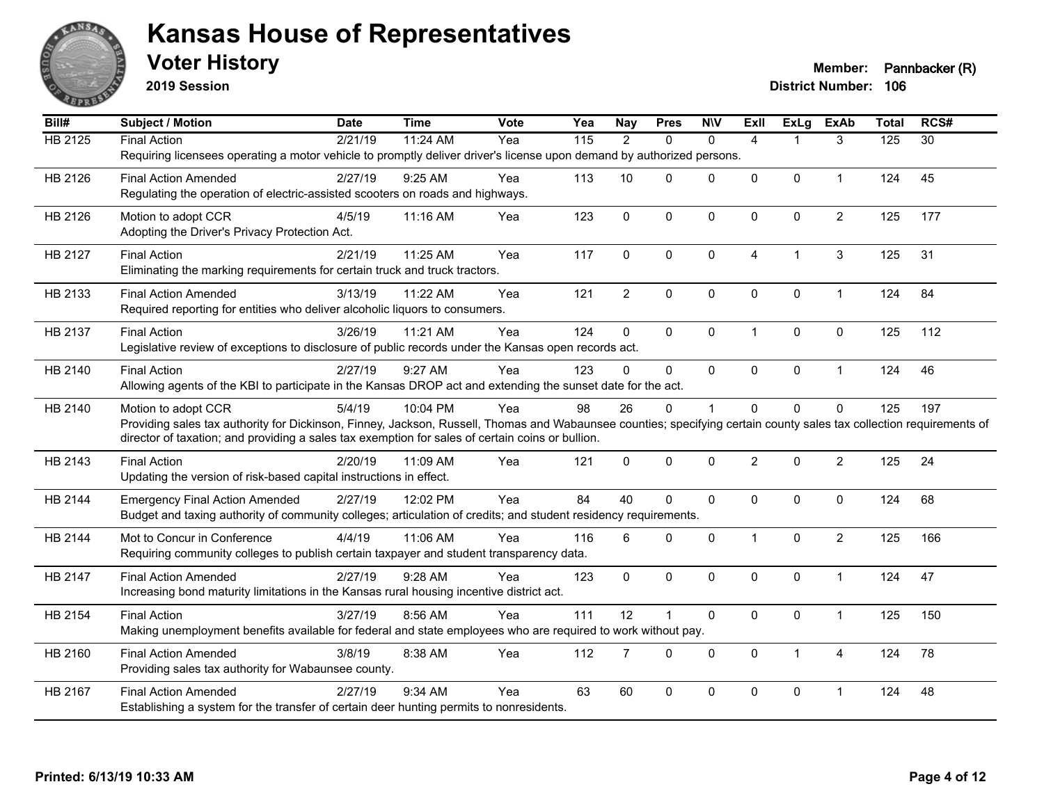# Kansas House of Representatives

## Voter History

**2019 Session**

**Member:** Pannbacker (R)
**District Number:** 106

| Bill# | Subject / Motion | Date | Time | Vote | Yea | Nay | Pres | N\V | ExII | ExLg | ExAb | Total | RCS# |
|---|---|---|---|---|---|---|---|---|---|---|---|---|---|
| HB 2125 | Final Action | 2/21/19 | 11:24 AM | Yea | 115 | 2 | 0 | 0 | 4 | 1 | 3 | 125 | 30 |
| | Requiring licensees operating a motor vehicle to promptly deliver driver's license upon demand by authorized persons. | | | | | | | | | | | | |
| HB 2126 | Final Action Amended | 2/27/19 | 9:25 AM | Yea | 113 | 10 | 0 | 0 | 0 | 0 | 1 | 124 | 45 |
| | Regulating the operation of electric-assisted scooters on roads and highways. | | | | | | | | | | | | |
| HB 2126 | Motion to adopt CCR | 4/5/19 | 11:16 AM | Yea | 123 | 0 | 0 | 0 | 0 | 0 | 2 | 125 | 177 |
| | Adopting the Driver's Privacy Protection Act. | | | | | | | | | | | | |
| HB 2127 | Final Action | 2/21/19 | 11:25 AM | Yea | 117 | 0 | 0 | 0 | 4 | 1 | 3 | 125 | 31 |
| | Eliminating the marking requirements for certain truck and truck tractors. | | | | | | | | | | | | |
| HB 2133 | Final Action Amended | 3/13/19 | 11:22 AM | Yea | 121 | 2 | 0 | 0 | 0 | 0 | 1 | 124 | 84 |
| | Required reporting for entities who deliver alcoholic liquors to consumers. | | | | | | | | | | | | |
| HB 2137 | Final Action | 3/26/19 | 11:21 AM | Yea | 124 | 0 | 0 | 0 | 1 | 0 | 0 | 125 | 112 |
| | Legislative review of exceptions to disclosure of public records under the Kansas open records act. | | | | | | | | | | | | |
| HB 2140 | Final Action | 2/27/19 | 9:27 AM | Yea | 123 | 0 | 0 | 0 | 0 | 0 | 1 | 124 | 46 |
| | Allowing agents of the KBI to participate in the Kansas DROP act and extending the sunset date for the act. | | | | | | | | | | | | |
| HB 2140 | Motion to adopt CCR | 5/4/19 | 10:04 PM | Yea | 98 | 26 | 0 | 1 | 0 | 0 | 0 | 125 | 197 |
| | Providing sales tax authority for Dickinson, Finney, Jackson, Russell, Thomas and Wabaunsee counties; specifying certain county sales tax collection requirements of director of taxation; and providing a sales tax exemption for sales of certain coins or bullion. | | | | | | | | | | | | |
| HB 2143 | Final Action | 2/20/19 | 11:09 AM | Yea | 121 | 0 | 0 | 0 | 2 | 0 | 2 | 125 | 24 |
| | Updating the version of risk-based capital instructions in effect. | | | | | | | | | | | | |
| HB 2144 | Emergency Final Action Amended | 2/27/19 | 12:02 PM | Yea | 84 | 40 | 0 | 0 | 0 | 0 | 0 | 124 | 68 |
| | Budget and taxing authority of community colleges; articulation of credits; and student residency requirements. | | | | | | | | | | | | |
| HB 2144 | Mot to Concur in Conference | 4/4/19 | 11:06 AM | Yea | 116 | 6 | 0 | 0 | 1 | 0 | 2 | 125 | 166 |
| | Requiring community colleges to publish certain taxpayer and student transparency data. | | | | | | | | | | | | |
| HB 2147 | Final Action Amended | 2/27/19 | 9:28 AM | Yea | 123 | 0 | 0 | 0 | 0 | 0 | 1 | 124 | 47 |
| | Increasing bond maturity limitations in the Kansas rural housing incentive district act. | | | | | | | | | | | | |
| HB 2154 | Final Action | 3/27/19 | 8:56 AM | Yea | 111 | 12 | 1 | 0 | 0 | 0 | 1 | 125 | 150 |
| | Making unemployment benefits available for federal and state employees who are required to work without pay. | | | | | | | | | | | | |
| HB 2160 | Final Action Amended | 3/8/19 | 8:38 AM | Yea | 112 | 7 | 0 | 0 | 0 | 1 | 4 | 124 | 78 |
| | Providing sales tax authority for Wabaunsee county. | | | | | | | | | | | | |
| HB 2167 | Final Action Amended | 2/27/19 | 9:34 AM | Yea | 63 | 60 | 0 | 0 | 0 | 0 | 1 | 124 | 48 |
| | Establishing a system for the transfer of certain deer hunting permits to nonresidents. | | | | | | | | | | | | |

**Printed: 6/13/19 10:33 AM**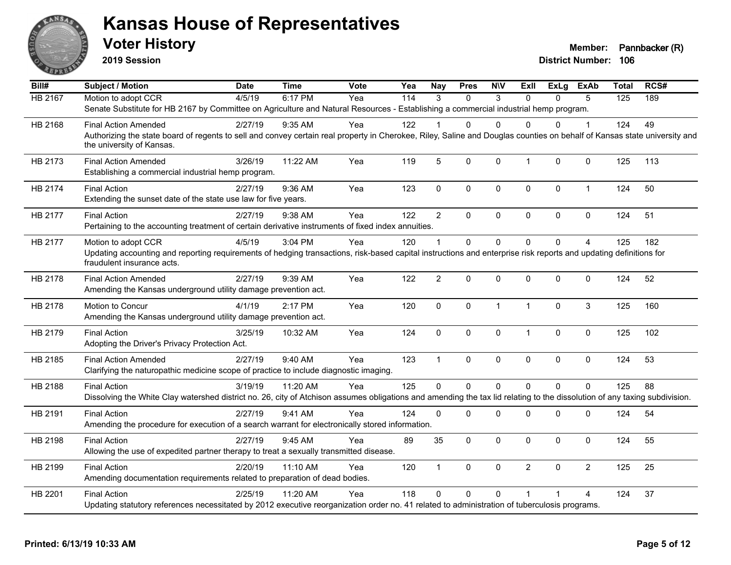# Kansas House of Representatives

## Voter History

**2019 Session**

**Member:** Pannbacker (R)
**District Number:** 106

| Bill# | Subject / Motion | Date | Time | Vote | Yea | Nay | Pres | N\V | ExII | ExLg | ExAb | Total | RCS# |
|---|---|---|---|---|---|---|---|---|---|---|---|---|---|
| HB 2167 | Motion to adopt CCR | 4/5/19 | 6:17 PM | Yea | 114 | 3 | 0 | 3 | 0 | 0 | 5 | 125 | 189 |
| | Senate Substitute for HB 2167 by Committee on Agriculture and Natural Resources - Establishing a commercial industrial hemp program. | | | | | | | | | | | | |
| HB 2168 | Final Action Amended | 2/27/19 | 9:35 AM | Yea | 122 | 1 | 0 | 0 | 0 | 0 | 1 | 124 | 49 |
| | Authorizing the state board of regents to sell and convey certain real property in Cherokee, Riley, Saline and Douglas counties on behalf of Kansas state university and the university of Kansas. | | | | | | | | | | | | |
| HB 2173 | Final Action Amended | 3/26/19 | 11:22 AM | Yea | 119 | 5 | 0 | 0 | 1 | 0 | 0 | 125 | 113 |
| | Establishing a commercial industrial hemp program. | | | | | | | | | | | | |
| HB 2174 | Final Action | 2/27/19 | 9:36 AM | Yea | 123 | 0 | 0 | 0 | 0 | 0 | 1 | 124 | 50 |
| | Extending the sunset date of the state use law for five years. | | | | | | | | | | | | |
| HB 2177 | Final Action | 2/27/19 | 9:38 AM | Yea | 122 | 2 | 0 | 0 | 0 | 0 | 0 | 124 | 51 |
| | Pertaining to the accounting treatment of certain derivative instruments of fixed index annuities. | | | | | | | | | | | | |
| HB 2177 | Motion to adopt CCR | 4/5/19 | 3:04 PM | Yea | 120 | 1 | 0 | 0 | 0 | 0 | 4 | 125 | 182 |
| | Updating accounting and reporting requirements of hedging transactions, risk-based capital instructions and enterprise risk reports and updating definitions for fraudulent insurance acts. | | | | | | | | | | | | |
| HB 2178 | Final Action Amended | 2/27/19 | 9:39 AM | Yea | 122 | 2 | 0 | 0 | 0 | 0 | 0 | 124 | 52 |
| | Amending the Kansas underground utility damage prevention act. | | | | | | | | | | | | |
| HB 2178 | Motion to Concur | 4/1/19 | 2:17 PM | Yea | 120 | 0 | 0 | 1 | 1 | 0 | 3 | 125 | 160 |
| | Amending the Kansas underground utility damage prevention act. | | | | | | | | | | | | |
| HB 2179 | Final Action | 3/25/19 | 10:32 AM | Yea | 124 | 0 | 0 | 0 | 1 | 0 | 0 | 125 | 102 |
| | Adopting the Driver's Privacy Protection Act. | | | | | | | | | | | | |
| HB 2185 | Final Action Amended | 2/27/19 | 9:40 AM | Yea | 123 | 1 | 0 | 0 | 0 | 0 | 0 | 124 | 53 |
| | Clarifying the naturopathic medicine scope of practice to include diagnostic imaging. | | | | | | | | | | | | |
| HB 2188 | Final Action | 3/19/19 | 11:20 AM | Yea | 125 | 0 | 0 | 0 | 0 | 0 | 0 | 125 | 88 |
| | Dissolving the White Clay watershed district no. 26, city of Atchison assumes obligations and amending the tax lid relating to the dissolution of any taxing subdivision. | | | | | | | | | | | | |
| HB 2191 | Final Action | 2/27/19 | 9:41 AM | Yea | 124 | 0 | 0 | 0 | 0 | 0 | 0 | 124 | 54 |
| | Amending the procedure for execution of a search warrant for electronically stored information. | | | | | | | | | | | | |
| HB 2198 | Final Action | 2/27/19 | 9:45 AM | Yea | 89 | 35 | 0 | 0 | 0 | 0 | 0 | 124 | 55 |
| | Allowing the use of expedited partner therapy to treat a sexually transmitted disease. | | | | | | | | | | | | |
| HB 2199 | Final Action | 2/20/19 | 11:10 AM | Yea | 120 | 1 | 0 | 0 | 2 | 0 | 2 | 125 | 25 |
| | Amending documentation requirements related to preparation of dead bodies. | | | | | | | | | | | | |
| HB 2201 | Final Action | 2/25/19 | 11:20 AM | Yea | 118 | 0 | 0 | 0 | 1 | 1 | 4 | 124 | 37 |
| | Updating statutory references necessitated by 2012 executive reorganization order no. 41 related to administration of tuberculosis programs. | | | | | | | | | | | | |

**Printed: 6/13/19 10:33 AM**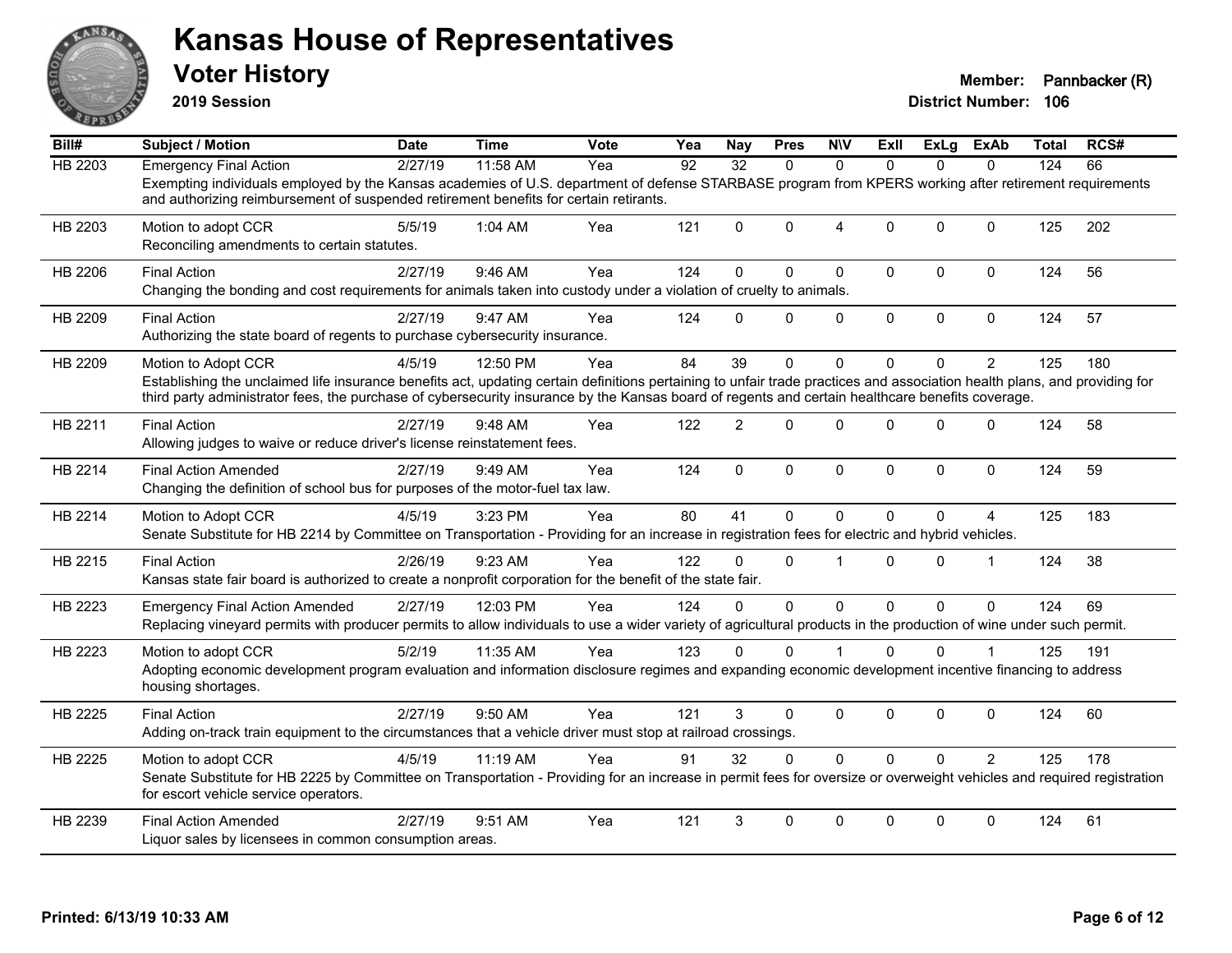# Kansas House of Representatives

## Voter History

**2019 Session**

**Member:** Pannbacker (R)
**District Number:** 106

| Bill# | Subject / Motion | Date | Time | Vote | Yea | Nay | Pres | N\V | ExII | ExLg | ExAb | Total | RCS# |
|---|---|---|---|---|---|---|---|---|---|---|---|---|---|
| HB 2203 | Emergency Final Action | 2/27/19 | 11:58 AM | Yea | 92 | 32 | 0 | 0 | 0 | 0 | 0 | 124 | 66 |
| | Exempting individuals employed by the Kansas academies of U.S. department of defense STARBASE program from KPERS working after retirement requirements and authorizing reimbursement of suspended retirement benefits for certain retirants. | | | | | | | | | | | | |
| HB 2203 | Motion to adopt CCR | 5/5/19 | 1:04 AM | Yea | 121 | 0 | 0 | 4 | 0 | 0 | 0 | 125 | 202 |
| | Reconciling amendments to certain statutes. | | | | | | | | | | | | |
| HB 2206 | Final Action | 2/27/19 | 9:46 AM | Yea | 124 | 0 | 0 | 0 | 0 | 0 | 0 | 124 | 56 |
| | Changing the bonding and cost requirements for animals taken into custody under a violation of cruelty to animals. | | | | | | | | | | | | |
| HB 2209 | Final Action | 2/27/19 | 9:47 AM | Yea | 124 | 0 | 0 | 0 | 0 | 0 | 0 | 124 | 57 |
| | Authorizing the state board of regents to purchase cybersecurity insurance. | | | | | | | | | | | | |
| HB 2209 | Motion to Adopt CCR | 4/5/19 | 12:50 PM | Yea | 84 | 39 | 0 | 0 | 0 | 0 | 2 | 125 | 180 |
| | Establishing the unclaimed life insurance benefits act, updating certain definitions pertaining to unfair trade practices and association health plans, and providing for third party administrator fees, the purchase of cybersecurity insurance by the Kansas board of regents and certain healthcare benefits coverage. | | | | | | | | | | | | |
| HB 2211 | Final Action | 2/27/19 | 9:48 AM | Yea | 122 | 2 | 0 | 0 | 0 | 0 | 0 | 124 | 58 |
| | Allowing judges to waive or reduce driver's license reinstatement fees. | | | | | | | | | | | | |
| HB 2214 | Final Action Amended | 2/27/19 | 9:49 AM | Yea | 124 | 0 | 0 | 0 | 0 | 0 | 0 | 124 | 59 |
| | Changing the definition of school bus for purposes of the motor-fuel tax law. | | | | | | | | | | | | |
| HB 2214 | Motion to Adopt CCR | 4/5/19 | 3:23 PM | Yea | 80 | 41 | 0 | 0 | 0 | 0 | 4 | 125 | 183 |
| | Senate Substitute for HB 2214 by Committee on Transportation - Providing for an increase in registration fees for electric and hybrid vehicles. | | | | | | | | | | | | |
| HB 2215 | Final Action | 2/26/19 | 9:23 AM | Yea | 122 | 0 | 0 | 1 | 0 | 0 | 1 | 124 | 38 |
| | Kansas state fair board is authorized to create a nonprofit corporation for the benefit of the state fair. | | | | | | | | | | | | |
| HB 2223 | Emergency Final Action Amended | 2/27/19 | 12:03 PM | Yea | 124 | 0 | 0 | 0 | 0 | 0 | 0 | 124 | 69 |
| | Replacing vineyard permits with producer permits to allow individuals to use a wider variety of agricultural products in the production of wine under such permit. | | | | | | | | | | | | |
| HB 2223 | Motion to adopt CCR | 5/2/19 | 11:35 AM | Yea | 123 | 0 | 0 | 1 | 0 | 0 | 1 | 125 | 191 |
| | Adopting economic development program evaluation and information disclosure regimes and expanding economic development incentive financing to address housing shortages. | | | | | | | | | | | | |
| HB 2225 | Final Action | 2/27/19 | 9:50 AM | Yea | 121 | 3 | 0 | 0 | 0 | 0 | 0 | 124 | 60 |
| | Adding on-track train equipment to the circumstances that a vehicle driver must stop at railroad crossings. | | | | | | | | | | | | |
| HB 2225 | Motion to adopt CCR | 4/5/19 | 11:19 AM | Yea | 91 | 32 | 0 | 0 | 0 | 0 | 2 | 125 | 178 |
| | Senate Substitute for HB 2225 by Committee on Transportation - Providing for an increase in permit fees for oversize or overweight vehicles and required registration for escort vehicle service operators. | | | | | | | | | | | | |
| HB 2239 | Final Action Amended | 2/27/19 | 9:51 AM | Yea | 121 | 3 | 0 | 0 | 0 | 0 | 0 | 124 | 61 |
| | Liquor sales by licensees in common consumption areas. | | | | | | | | | | | | |

Printed: 6/13/19 10:33 AM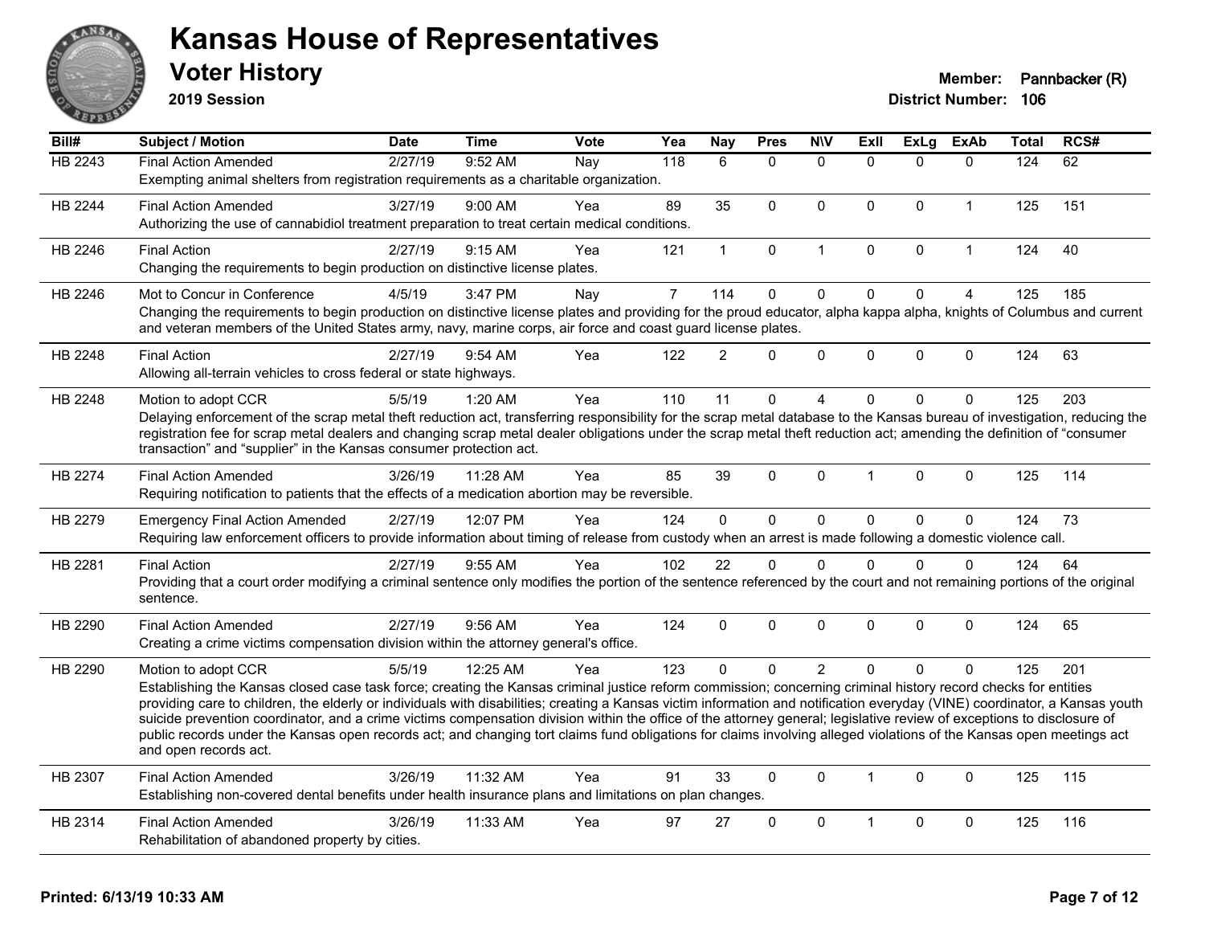# Kansas House of Representatives

## Voter History

**2019 Session**

**Member:** Pannbacker (R)
**District Number:** 106

| Bill# | Subject / Motion | Date | Time | Vote | Yea | Nay | Pres | N\V | ExII | ExLg | ExAb | Total | RCS# |
|---|---|---|---|---|---|---|---|---|---|---|---|---|---|
| HB 2243 | Final Action Amended | 2/27/19 | 9:52 AM | Nay | 118 | 6 | 0 | 0 | 0 | 0 | 0 | 124 | 62 |
| | Exempting animal shelters from registration requirements as a charitable organization. | | | | | | | | | | | | |
| HB 2244 | Final Action Amended | 3/27/19 | 9:00 AM | Yea | 89 | 35 | 0 | 0 | 0 | 0 | 1 | 125 | 151 |
| | Authorizing the use of cannabidiol treatment preparation to treat certain medical conditions. | | | | | | | | | | | | |
| HB 2246 | Final Action | 2/27/19 | 9:15 AM | Yea | 121 | 1 | 0 | 1 | 0 | 0 | 1 | 124 | 40 |
| | Changing the requirements to begin production on distinctive license plates. | | | | | | | | | | | | |
| HB 2246 | Mot to Concur in Conference | 4/5/19 | 3:47 PM | Nay | 7 | 114 | 0 | 0 | 0 | 0 | 4 | 125 | 185 |
| | Changing the requirements to begin production on distinctive license plates and providing for the proud educator, alpha kappa alpha, knights of Columbus and current and veteran members of the United States army, navy, marine corps, air force and coast guard license plates. | | | | | | | | | | | | |
| HB 2248 | Final Action | 2/27/19 | 9:54 AM | Yea | 122 | 2 | 0 | 0 | 0 | 0 | 0 | 124 | 63 |
| | Allowing all-terrain vehicles to cross federal or state highways. | | | | | | | | | | | | |
| HB 2248 | Motion to adopt CCR | 5/5/19 | 1:20 AM | Yea | 110 | 11 | 0 | 4 | 0 | 0 | 0 | 125 | 203 |
| | Delaying enforcement of the scrap metal theft reduction act, transferring responsibility for the scrap metal database to the Kansas bureau of investigation, reducing the registration fee for scrap metal dealers and changing scrap metal dealer obligations under the scrap metal theft reduction act; amending the definition of "consumer transaction" and "supplier" in the Kansas consumer protection act. | | | | | | | | | | | | |
| HB 2274 | Final Action Amended | 3/26/19 | 11:28 AM | Yea | 85 | 39 | 0 | 0 | 1 | 0 | 0 | 125 | 114 |
| | Requiring notification to patients that the effects of a medication abortion may be reversible. | | | | | | | | | | | | |
| HB 2279 | Emergency Final Action Amended | 2/27/19 | 12:07 PM | Yea | 124 | 0 | 0 | 0 | 0 | 0 | 0 | 124 | 73 |
| | Requiring law enforcement officers to provide information about timing of release from custody when an arrest is made following a domestic violence call. | | | | | | | | | | | | |
| HB 2281 | Final Action | 2/27/19 | 9:55 AM | Yea | 102 | 22 | 0 | 0 | 0 | 0 | 0 | 124 | 64 |
| | Providing that a court order modifying a criminal sentence only modifies the portion of the sentence referenced by the court and not remaining portions of the original sentence. | | | | | | | | | | | | |
| HB 2290 | Final Action Amended | 2/27/19 | 9:56 AM | Yea | 124 | 0 | 0 | 0 | 0 | 0 | 0 | 124 | 65 |
| | Creating a crime victims compensation division within the attorney general's office. | | | | | | | | | | | | |
| HB 2290 | Motion to adopt CCR | 5/5/19 | 12:25 AM | Yea | 123 | 0 | 0 | 2 | 0 | 0 | 0 | 125 | 201 |
| | Establishing the Kansas closed case task force; creating the Kansas criminal justice reform commission; concerning criminal history record checks for entities providing care to children, the elderly or individuals with disabilities; creating a Kansas victim information and notification everyday (VINE) coordinator, a Kansas youth suicide prevention coordinator, and a crime victims compensation division within the office of the attorney general; legislative review of exceptions to disclosure of public records under the Kansas open records act; and changing tort claims fund obligations for claims involving alleged violations of the Kansas open meetings act and open records act. | | | | | | | | | | | | |
| HB 2307 | Final Action Amended | 3/26/19 | 11:32 AM | Yea | 91 | 33 | 0 | 0 | 1 | 0 | 0 | 125 | 115 |
| | Establishing non-covered dental benefits under health insurance plans and limitations on plan changes. | | | | | | | | | | | | |
| HB 2314 | Final Action Amended | 3/26/19 | 11:33 AM | Yea | 97 | 27 | 0 | 0 | 1 | 0 | 0 | 125 | 116 |
| | Rehabilitation of abandoned property by cities. | | | | | | | | | | | | |

Printed: 6/13/19 10:33 AM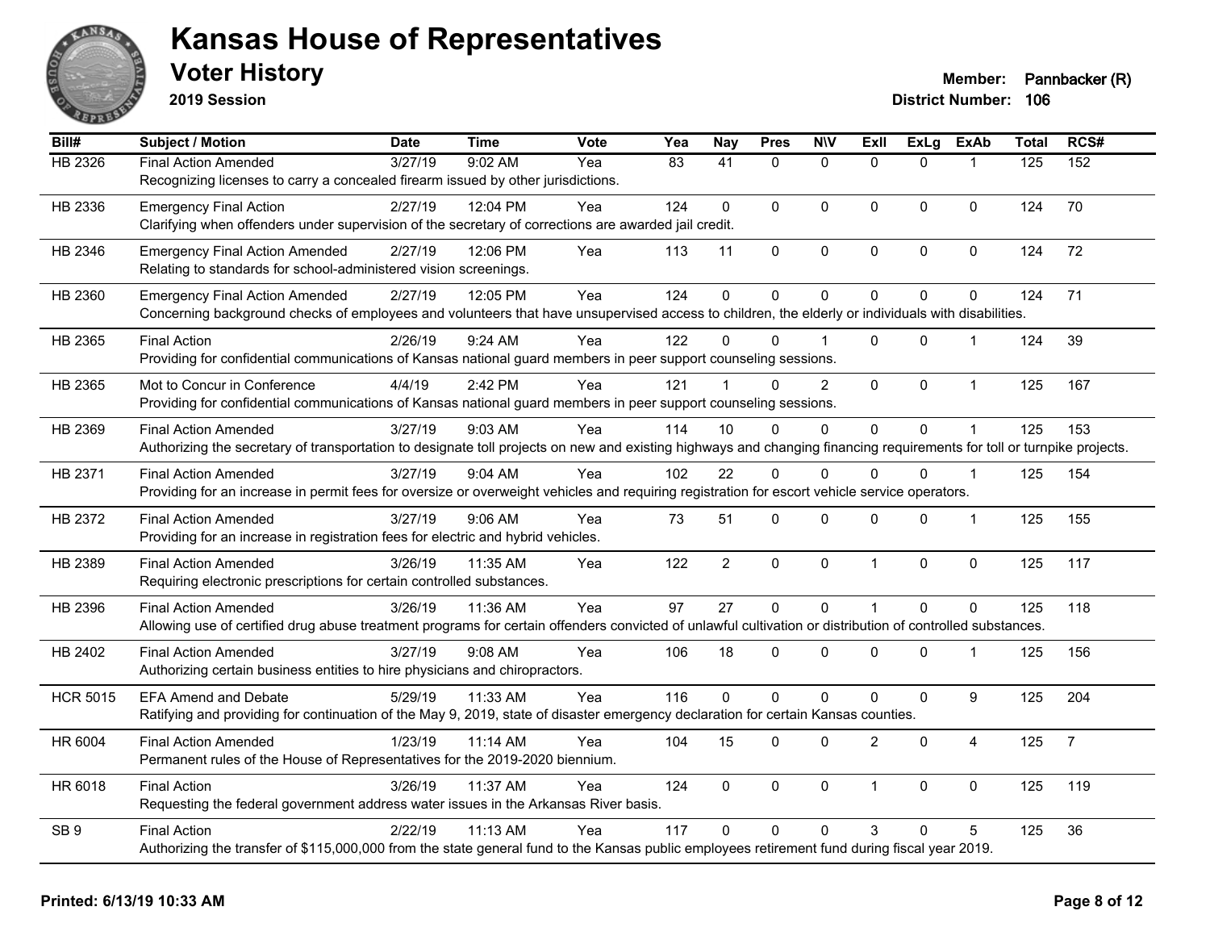# Kansas House of Representatives

## Voter History

**2019 Session**

**Member:** Pannbacker (R)
**District Number:** 106

| Bill# | Subject / Motion | Date | Time | Vote | Yea | Nay | Pres | N\V | ExII | ExLg | ExAb | Total | RCS# |
|---|---|---|---|---|---|---|---|---|---|---|---|---|---|
| HB 2326 | Final Action Amended | 3/27/19 | 9:02 AM | Yea | 83 | 41 | 0 | 0 | 0 | 0 | 1 | 125 | 152 |
| | Recognizing licenses to carry a concealed firearm issued by other jurisdictions. | | | | | | | | | | | | |
| HB 2336 | Emergency Final Action | 2/27/19 | 12:04 PM | Yea | 124 | 0 | 0 | 0 | 0 | 0 | 0 | 124 | 70 |
| | Clarifying when offenders under supervision of the secretary of corrections are awarded jail credit. | | | | | | | | | | | | |
| HB 2346 | Emergency Final Action Amended | 2/27/19 | 12:06 PM | Yea | 113 | 11 | 0 | 0 | 0 | 0 | 0 | 124 | 72 |
| | Relating to standards for school-administered vision screenings. | | | | | | | | | | | | |
| HB 2360 | Emergency Final Action Amended | 2/27/19 | 12:05 PM | Yea | 124 | 0 | 0 | 0 | 0 | 0 | 0 | 124 | 71 |
| | Concerning background checks of employees and volunteers that have unsupervised access to children, the elderly or individuals with disabilities. | | | | | | | | | | | | |
| HB 2365 | Final Action | 2/26/19 | 9:24 AM | Yea | 122 | 0 | 0 | 1 | 0 | 0 | 1 | 124 | 39 |
| | Providing for confidential communications of Kansas national guard members in peer support counseling sessions. | | | | | | | | | | | | |
| HB 2365 | Mot to Concur in Conference | 4/4/19 | 2:42 PM | Yea | 121 | 1 | 0 | 2 | 0 | 0 | 1 | 125 | 167 |
| | Providing for confidential communications of Kansas national guard members in peer support counseling sessions. | | | | | | | | | | | | |
| HB 2369 | Final Action Amended | 3/27/19 | 9:03 AM | Yea | 114 | 10 | 0 | 0 | 0 | 0 | 1 | 125 | 153 |
| | Authorizing the secretary of transportation to designate toll projects on new and existing highways and changing financing requirements for toll or turnpike projects. | | | | | | | | | | | | |
| HB 2371 | Final Action Amended | 3/27/19 | 9:04 AM | Yea | 102 | 22 | 0 | 0 | 0 | 0 | 1 | 125 | 154 |
| | Providing for an increase in permit fees for oversize or overweight vehicles and requiring registration for escort vehicle service operators. | | | | | | | | | | | | |
| HB 2372 | Final Action Amended | 3/27/19 | 9:06 AM | Yea | 73 | 51 | 0 | 0 | 0 | 0 | 1 | 125 | 155 |
| | Providing for an increase in registration fees for electric and hybrid vehicles. | | | | | | | | | | | | |
| HB 2389 | Final Action Amended | 3/26/19 | 11:35 AM | Yea | 122 | 2 | 0 | 0 | 1 | 0 | 0 | 125 | 117 |
| | Requiring electronic prescriptions for certain controlled substances. | | | | | | | | | | | | |
| HB 2396 | Final Action Amended | 3/26/19 | 11:36 AM | Yea | 97 | 27 | 0 | 0 | 1 | 0 | 0 | 125 | 118 |
| | Allowing use of certified drug abuse treatment programs for certain offenders convicted of unlawful cultivation or distribution of controlled substances. | | | | | | | | | | | | |
| HB 2402 | Final Action Amended | 3/27/19 | 9:08 AM | Yea | 106 | 18 | 0 | 0 | 0 | 0 | 1 | 125 | 156 |
| | Authorizing certain business entities to hire physicians and chiropractors. | | | | | | | | | | | | |
| HCR 5015 | EFA Amend and Debate | 5/29/19 | 11:33 AM | Yea | 116 | 0 | 0 | 0 | 0 | 0 | 9 | 125 | 204 |
| | Ratifying and providing for continuation of the May 9, 2019, state of disaster emergency declaration for certain Kansas counties. | | | | | | | | | | | | |
| HR 6004 | Final Action Amended | 1/23/19 | 11:14 AM | Yea | 104 | 15 | 0 | 0 | 2 | 0 | 4 | 125 | 7 |
| | Permanent rules of the House of Representatives for the 2019-2020 biennium. | | | | | | | | | | | | |
| HR 6018 | Final Action | 3/26/19 | 11:37 AM | Yea | 124 | 0 | 0 | 0 | 1 | 0 | 0 | 125 | 119 |
| | Requesting the federal government address water issues in the Arkansas River basis. | | | | | | | | | | | | |
| SB 9 | Final Action | 2/22/19 | 11:13 AM | Yea | 117 | 0 | 0 | 0 | 3 | 0 | 5 | 125 | 36 |
| | Authorizing the transfer of $115,000,000 from the state general fund to the Kansas public employees retirement fund during fiscal year 2019. | | | | | | | | | | | | |

**Printed: 6/13/19 10:33 AM**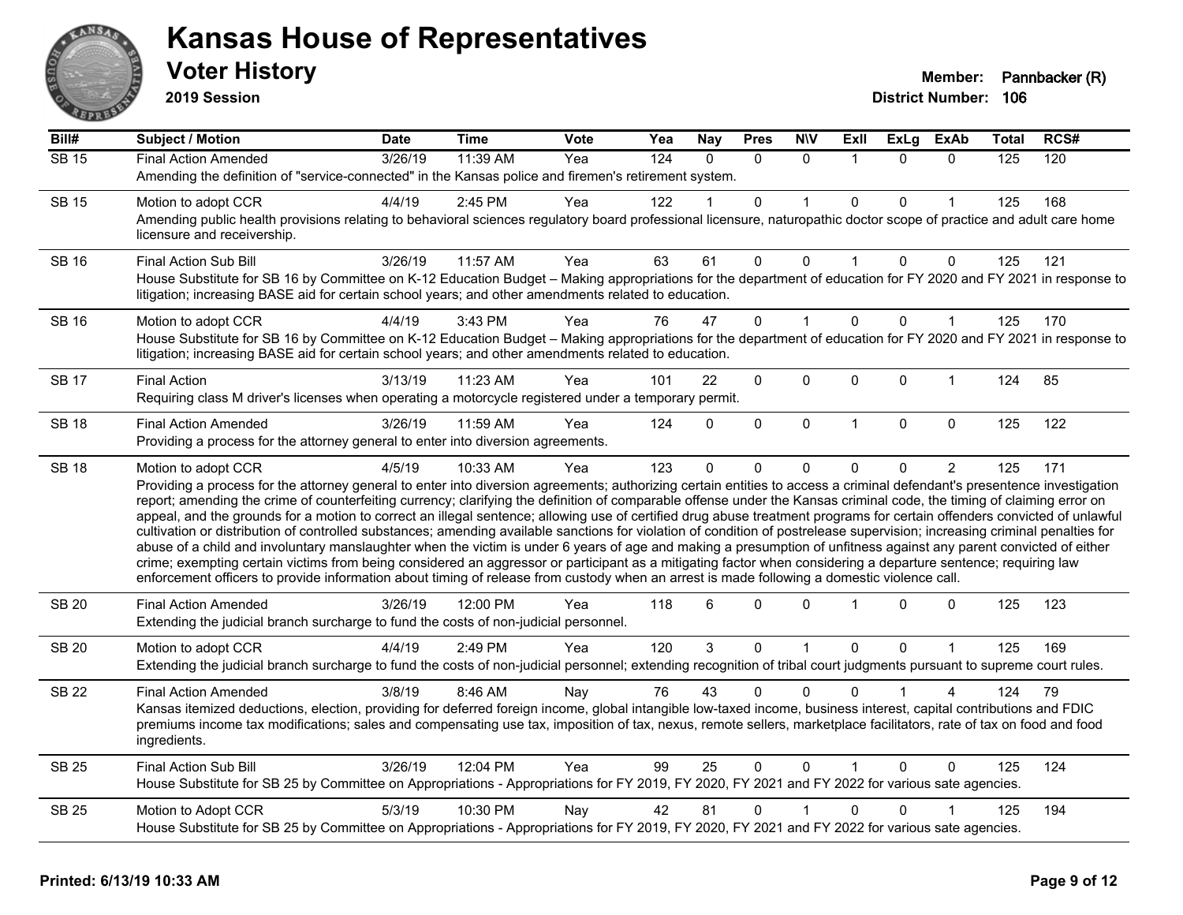# Kansas House of Representatives

## Voter History

**2019 Session**

**Member:** Pannbacker (R)
**District Number:** 106

| Bill# | Subject / Motion | Date | Time | Vote | Yea | Nay | Pres | N\V | ExII | ExLg | ExAb | Total | RCS# |
|---|---|---|---|---|---|---|---|---|---|---|---|---|---|
| SB 15 | Final Action Amended | 3/26/19 | 11:39 AM | Yea | 124 | 0 | 0 | 0 | 1 | 0 | 0 | 125 | 120 |
| | Amending the definition of "service-connected" in the Kansas police and firemen's retirement system. | | | | | | | | | | | | |
| SB 15 | Motion to adopt CCR | 4/4/19 | 2:45 PM | Yea | 122 | 1 | 0 | 1 | 0 | 0 | 1 | 125 | 168 |
| | Amending public health provisions relating to behavioral sciences regulatory board professional licensure, naturopathic doctor scope of practice and adult care home licensure and receivership. | | | | | | | | | | | | |
| SB 16 | Final Action Sub Bill | 3/26/19 | 11:57 AM | Yea | 63 | 61 | 0 | 0 | 1 | 0 | 0 | 125 | 121 |
| | House Substitute for SB 16 by Committee on K-12 Education Budget – Making appropriations for the department of education for FY 2020 and FY 2021 in response to litigation; increasing BASE aid for certain school years; and other amendments related to education. | | | | | | | | | | | | |
| SB 16 | Motion to adopt CCR | 4/4/19 | 3:43 PM | Yea | 76 | 47 | 0 | 1 | 0 | 0 | 1 | 125 | 170 |
| | House Substitute for SB 16 by Committee on K-12 Education Budget – Making appropriations for the department of education for FY 2020 and FY 2021 in response to litigation; increasing BASE aid for certain school years; and other amendments related to education. | | | | | | | | | | | | |
| SB 17 | Final Action | 3/13/19 | 11:23 AM | Yea | 101 | 22 | 0 | 0 | 0 | 0 | 1 | 124 | 85 |
| | Requiring class M driver's licenses when operating a motorcycle registered under a temporary permit. | | | | | | | | | | | | |
| SB 18 | Final Action Amended | 3/26/19 | 11:59 AM | Yea | 124 | 0 | 0 | 0 | 1 | 0 | 0 | 125 | 122 |
| | Providing a process for the attorney general to enter into diversion agreements. | | | | | | | | | | | | |
| SB 18 | Motion to adopt CCR | 4/5/19 | 10:33 AM | Yea | 123 | 0 | 0 | 0 | 0 | 0 | 2 | 125 | 171 |
| | Providing a process for the attorney general to enter into diversion agreements; authorizing certain entities to access a criminal defendant's presentence investigation report; amending the crime of counterfeiting currency; clarifying the definition of comparable offense under the Kansas criminal code, the timing of claiming error on appeal, and the grounds for a motion to correct an illegal sentence; allowing use of certified drug abuse treatment programs for certain offenders convicted of unlawful cultivation or distribution of controlled substances; amending available sanctions for violation of condition of postrelease supervision; increasing criminal penalties for abuse of a child and involuntary manslaughter when the victim is under 6 years of age and making a presumption of unfitness against any parent convicted of either crime; exempting certain victims from being considered an aggressor or participant as a mitigating factor when considering a departure sentence; requiring law enforcement officers to provide information about timing of release from custody when an arrest is made following a domestic violence call. | | | | | | | | | | | | |
| SB 20 | Final Action Amended | 3/26/19 | 12:00 PM | Yea | 118 | 6 | 0 | 0 | 1 | 0 | 0 | 125 | 123 |
| | Extending the judicial branch surcharge to fund the costs of non-judicial personnel. | | | | | | | | | | | | |
| SB 20 | Motion to adopt CCR | 4/4/19 | 2:49 PM | Yea | 120 | 3 | 0 | 1 | 0 | 0 | 1 | 125 | 169 |
| | Extending the judicial branch surcharge to fund the costs of non-judicial personnel; extending recognition of tribal court judgments pursuant to supreme court rules. | | | | | | | | | | | | |
| SB 22 | Final Action Amended | 3/8/19 | 8:46 AM | Nay | 76 | 43 | 0 | 0 | 0 | 1 | 4 | 124 | 79 |
| | Kansas itemized deductions, election, providing for deferred foreign income, global intangible low-taxed income, business interest, capital contributions and FDIC premiums income tax modifications; sales and compensating use tax, imposition of tax, nexus, remote sellers, marketplace facilitators, rate of tax on food and food ingredients. | | | | | | | | | | | | |
| SB 25 | Final Action Sub Bill | 3/26/19 | 12:04 PM | Yea | 99 | 25 | 0 | 0 | 1 | 0 | 0 | 125 | 124 |
| | House Substitute for SB 25 by Committee on Appropriations - Appropriations for FY 2019, FY 2020, FY 2021 and FY 2022 for various sate agencies. | | | | | | | | | | | | |
| SB 25 | Motion to Adopt CCR | 5/3/19 | 10:30 PM | Nay | 42 | 81 | 0 | 1 | 0 | 0 | 1 | 125 | 194 |
| | House Substitute for SB 25 by Committee on Appropriations - Appropriations for FY 2019, FY 2020, FY 2021 and FY 2022 for various sate agencies. | | | | | | | | | | | | |

**Printed: 6/13/19 10:33 AM**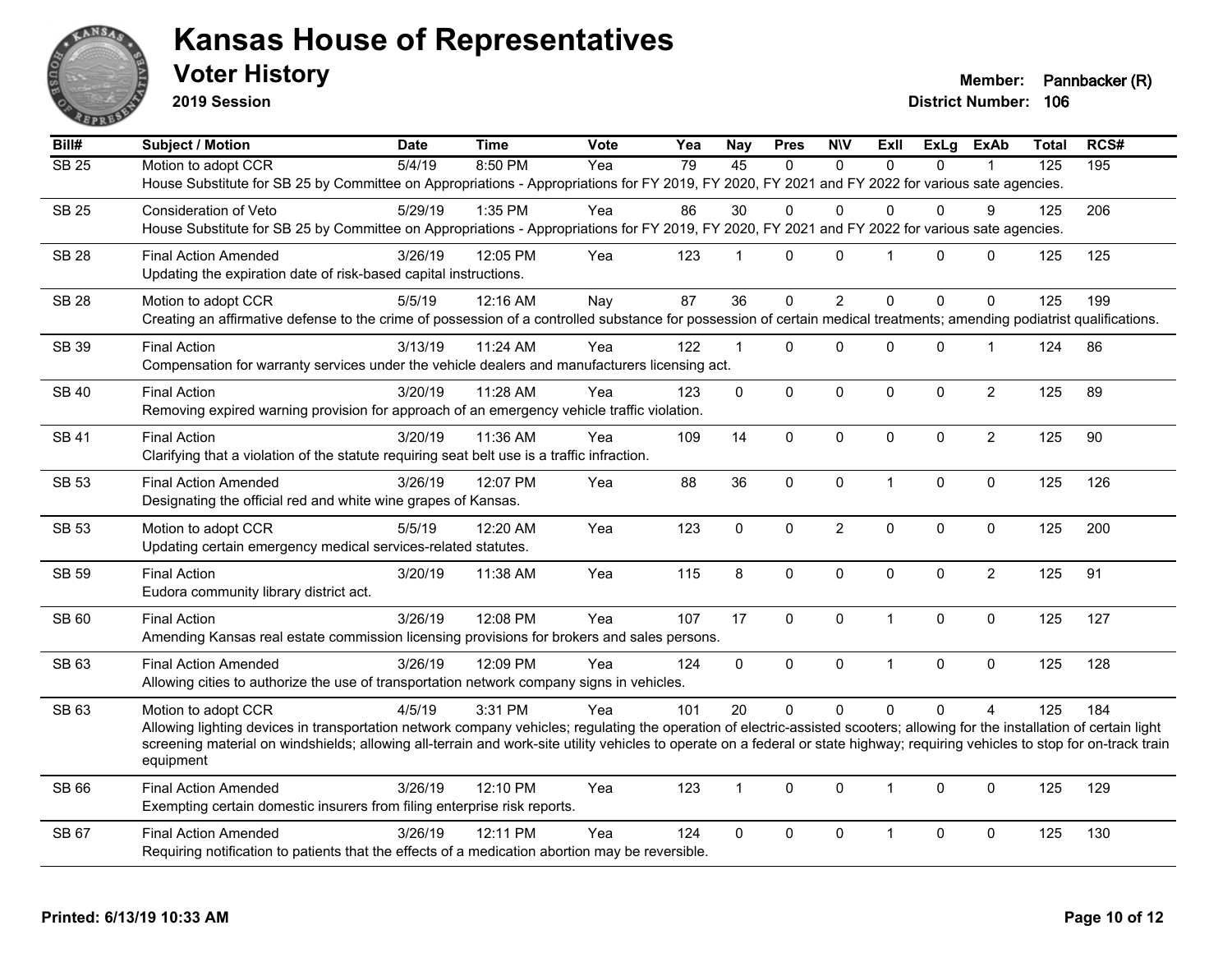# Kansas House of Representatives

## Voter History

**2019 Session**

**Member:** Pannbacker (R)
**District Number:** 106

| Bill# | Subject / Motion | Date | Time | Vote | Yea | Nay | Pres | N\V | ExII | ExLg | ExAb | Total | RCS# |
|---|---|---|---|---|---|---|---|---|---|---|---|---|---|
| SB 25 | Motion to adopt CCR | 5/4/19 | 8:50 PM | Yea | 79 | 45 | 0 | 0 | 0 | 0 | 1 | 125 | 195 |
| | House Substitute for SB 25 by Committee on Appropriations - Appropriations for FY 2019, FY 2020, FY 2021 and FY 2022 for various sate agencies. | | | | | | | | | | | | |
| SB 25 | Consideration of Veto | 5/29/19 | 1:35 PM | Yea | 86 | 30 | 0 | 0 | 0 | 0 | 9 | 125 | 206 |
| | House Substitute for SB 25 by Committee on Appropriations - Appropriations for FY 2019, FY 2020, FY 2021 and FY 2022 for various sate agencies. | | | | | | | | | | | | |
| SB 28 | Final Action Amended | 3/26/19 | 12:05 PM | Yea | 123 | 1 | 0 | 0 | 1 | 0 | 0 | 125 | 125 |
| | Updating the expiration date of risk-based capital instructions. | | | | | | | | | | | | |
| SB 28 | Motion to adopt CCR | 5/5/19 | 12:16 AM | Nay | 87 | 36 | 0 | 2 | 0 | 0 | 0 | 125 | 199 |
| | Creating an affirmative defense to the crime of possession of a controlled substance for possession of certain medical treatments; amending podiatrist qualifications. | | | | | | | | | | | | |
| SB 39 | Final Action | 3/13/19 | 11:24 AM | Yea | 122 | 1 | 0 | 0 | 0 | 0 | 1 | 124 | 86 |
| | Compensation for warranty services under the vehicle dealers and manufacturers licensing act. | | | | | | | | | | | | |
| SB 40 | Final Action | 3/20/19 | 11:28 AM | Yea | 123 | 0 | 0 | 0 | 0 | 0 | 2 | 125 | 89 |
| | Removing expired warning provision for approach of an emergency vehicle traffic violation. | | | | | | | | | | | | |
| SB 41 | Final Action | 3/20/19 | 11:36 AM | Yea | 109 | 14 | 0 | 0 | 0 | 0 | 2 | 125 | 90 |
| | Clarifying that a violation of the statute requiring seat belt use is a traffic infraction. | | | | | | | | | | | | |
| SB 53 | Final Action Amended | 3/26/19 | 12:07 PM | Yea | 88 | 36 | 0 | 0 | 1 | 0 | 0 | 125 | 126 |
| | Designating the official red and white wine grapes of Kansas. | | | | | | | | | | | | |
| SB 53 | Motion to adopt CCR | 5/5/19 | 12:20 AM | Yea | 123 | 0 | 0 | 2 | 0 | 0 | 0 | 125 | 200 |
| | Updating certain emergency medical services-related statutes. | | | | | | | | | | | | |
| SB 59 | Final Action | 3/20/19 | 11:38 AM | Yea | 115 | 8 | 0 | 0 | 0 | 0 | 2 | 125 | 91 |
| | Eudora community library district act. | | | | | | | | | | | | |
| SB 60 | Final Action | 3/26/19 | 12:08 PM | Yea | 107 | 17 | 0 | 0 | 1 | 0 | 0 | 125 | 127 |
| | Amending Kansas real estate commission licensing provisions for brokers and sales persons. | | | | | | | | | | | | |
| SB 63 | Final Action Amended | 3/26/19 | 12:09 PM | Yea | 124 | 0 | 0 | 0 | 1 | 0 | 0 | 125 | 128 |
| | Allowing cities to authorize the use of transportation network company signs in vehicles. | | | | | | | | | | | | |
| SB 63 | Motion to adopt CCR | 4/5/19 | 3:31 PM | Yea | 101 | 20 | 0 | 0 | 0 | 0 | 4 | 125 | 184 |
| | Allowing lighting devices in transportation network company vehicles; regulating the operation of electric-assisted scooters; allowing for the installation of certain light screening material on windshields; allowing all-terrain and work-site utility vehicles to operate on a federal or state highway; requiring vehicles to stop for on-track train equipment | | | | | | | | | | | | |
| SB 66 | Final Action Amended | 3/26/19 | 12:10 PM | Yea | 123 | 1 | 0 | 0 | 1 | 0 | 0 | 125 | 129 |
| | Exempting certain domestic insurers from filing enterprise risk reports. | | | | | | | | | | | | |
| SB 67 | Final Action Amended | 3/26/19 | 12:11 PM | Yea | 124 | 0 | 0 | 0 | 1 | 0 | 0 | 125 | 130 |
| | Requiring notification to patients that the effects of a medication abortion may be reversible. | | | | | | | | | | | | |

**Printed: 6/13/19 10:33 AM**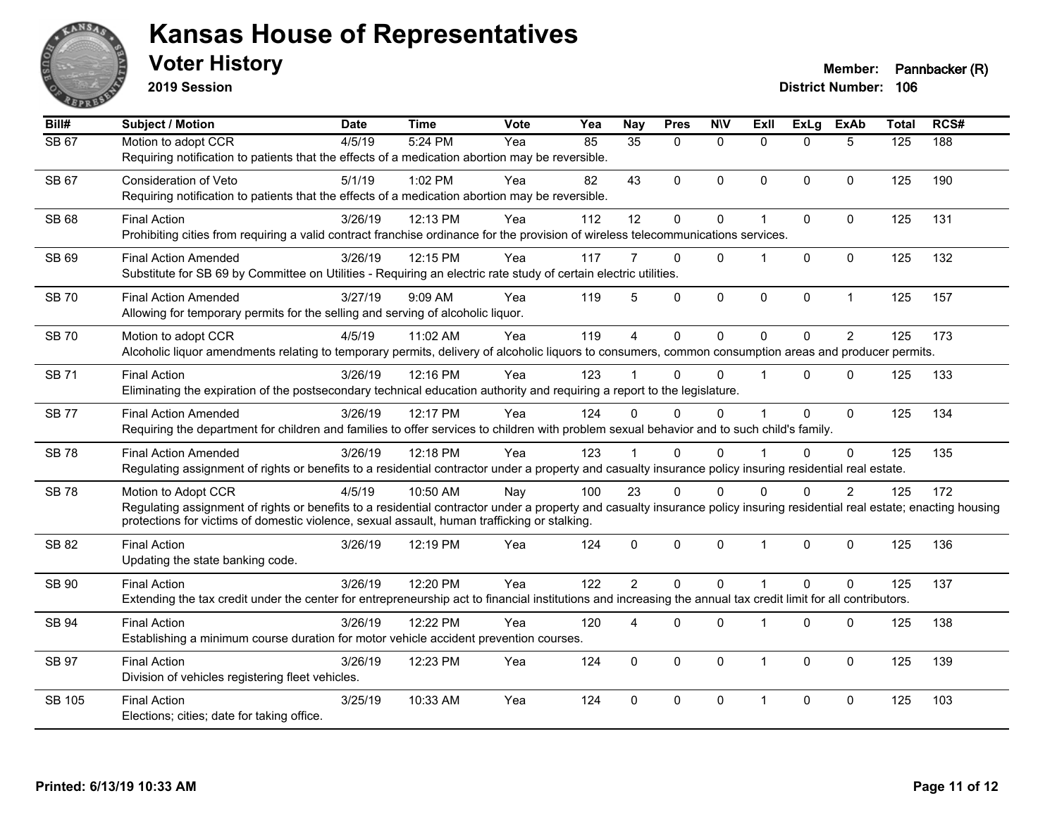# Kansas House of Representatives

## Voter History

**2019 Session**

**Member:** Pannbacker (R)
**District Number:** 106

| Bill# | Subject / Motion | Date | Time | Vote | Yea | Nay | Pres | N\V | ExII | ExLg | ExAb | Total | RCS# |
|---|---|---|---|---|---|---|---|---|---|---|---|---|---|
| SB 67 | Motion to adopt CCR<br>Requiring notification to patients that the effects of a medication abortion may be reversible. | 4/5/19 | 5:24 PM | Yea | 85 | 35 | 0 | 0 | 0 | 0 | 5 | 125 | 188 |
| SB 67 | Consideration of Veto<br>Requiring notification to patients that the effects of a medication abortion may be reversible. | 5/1/19 | 1:02 PM | Yea | 82 | 43 | 0 | 0 | 0 | 0 | 0 | 125 | 190 |
| SB 68 | Final Action<br>Prohibiting cities from requiring a valid contract franchise ordinance for the provision of wireless telecommunications services. | 3/26/19 | 12:13 PM | Yea | 112 | 12 | 0 | 0 | 1 | 0 | 0 | 125 | 131 |
| SB 69 | Final Action Amended<br>Substitute for SB 69 by Committee on Utilities - Requiring an electric rate study of certain electric utilities. | 3/26/19 | 12:15 PM | Yea | 117 | 7 | 0 | 0 | 1 | 0 | 0 | 125 | 132 |
| SB 70 | Final Action Amended<br>Allowing for temporary permits for the selling and serving of alcoholic liquor. | 3/27/19 | 9:09 AM | Yea | 119 | 5 | 0 | 0 | 0 | 0 | 1 | 125 | 157 |
| SB 70 | Motion to adopt CCR<br>Alcoholic liquor amendments relating to temporary permits, delivery of alcoholic liquors to consumers, common consumption areas and producer permits. | 4/5/19 | 11:02 AM | Yea | 119 | 4 | 0 | 0 | 0 | 0 | 2 | 125 | 173 |
| SB 71 | Final Action<br>Eliminating the expiration of the postsecondary technical education authority and requiring a report to the legislature. | 3/26/19 | 12:16 PM | Yea | 123 | 1 | 0 | 0 | 1 | 0 | 0 | 125 | 133 |
| SB 77 | Final Action Amended<br>Requiring the department for children and families to offer services to children with problem sexual behavior and to such child's family. | 3/26/19 | 12:17 PM | Yea | 124 | 0 | 0 | 0 | 1 | 0 | 0 | 125 | 134 |
| SB 78 | Final Action Amended<br>Regulating assignment of rights or benefits to a residential contractor under a property and casualty insurance policy insuring residential real estate. | 3/26/19 | 12:18 PM | Yea | 123 | 1 | 0 | 0 | 1 | 0 | 0 | 125 | 135 |
| SB 78 | Motion to Adopt CCR<br>Regulating assignment of rights or benefits to a residential contractor under a property and casualty insurance policy insuring residential real estate; enacting housing protections for victims of domestic violence, sexual assault, human trafficking or stalking. | 4/5/19 | 10:50 AM | Nay | 100 | 23 | 0 | 0 | 0 | 0 | 2 | 125 | 172 |
| SB 82 | Final Action<br>Updating the state banking code. | 3/26/19 | 12:19 PM | Yea | 124 | 0 | 0 | 0 | 1 | 0 | 0 | 125 | 136 |
| SB 90 | Final Action<br>Extending the tax credit under the center for entrepreneurship act to financial institutions and increasing the annual tax credit limit for all contributors. | 3/26/19 | 12:20 PM | Yea | 122 | 2 | 0 | 0 | 1 | 0 | 0 | 125 | 137 |
| SB 94 | Final Action<br>Establishing a minimum course duration for motor vehicle accident prevention courses. | 3/26/19 | 12:22 PM | Yea | 120 | 4 | 0 | 0 | 1 | 0 | 0 | 125 | 138 |
| SB 97 | Final Action<br>Division of vehicles registering fleet vehicles. | 3/26/19 | 12:23 PM | Yea | 124 | 0 | 0 | 0 | 1 | 0 | 0 | 125 | 139 |
| SB 105 | Final Action<br>Elections; cities; date for taking office. | 3/25/19 | 10:33 AM | Yea | 124 | 0 | 0 | 0 | 1 | 0 | 0 | 125 | 103 |

**Printed: 6/13/19 10:33 AM**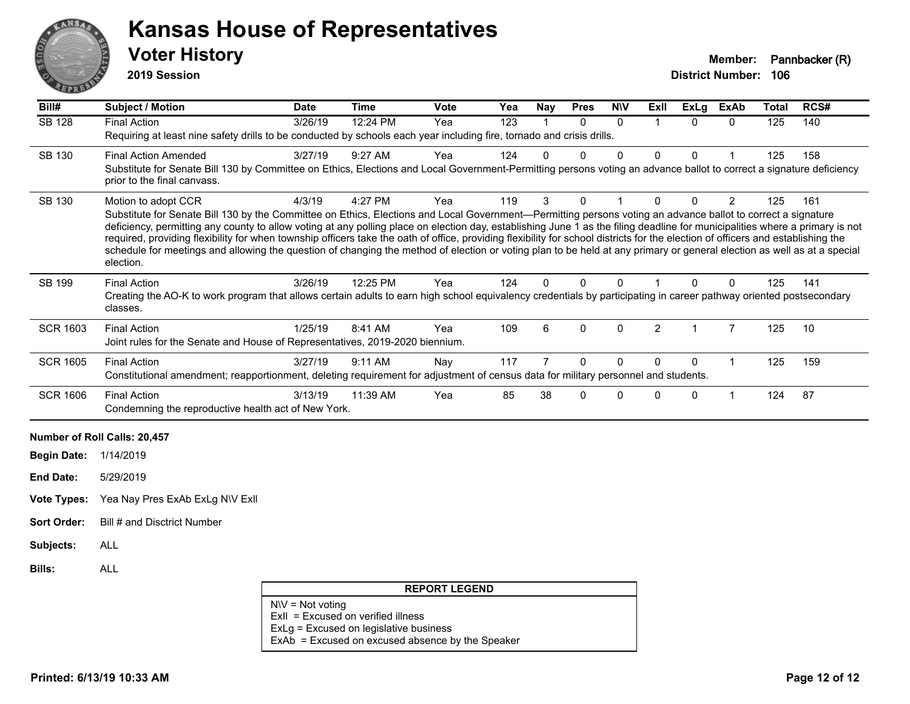# Kansas House of Representatives

## Voter History

**2019 Session**

**Member:** Pannbacker (R)
**District Number:** 106

| Bill# | Subject / Motion | Date | Time | Vote | Yea | Nay | Pres | N\V | ExIl | ExLg | ExAb | Total | RCS# |
|---|---|---|---|---|---|---|---|---|---|---|---|---|---|
| SB 128 | Final Action | 3/26/19 | 12:24 PM | Yea | 123 | 1 | 0 | 0 | 1 | 0 | 0 | 125 | 140 |
| | Requiring at least nine safety drills to be conducted by schools each year including fire, tornado and crisis drills. | | | | | | | | | | | | |
| SB 130 | Final Action Amended | 3/27/19 | 9:27 AM | Yea | 124 | 0 | 0 | 0 | 0 | 0 | 1 | 125 | 158 |
| | Substitute for Senate Bill 130 by Committee on Ethics, Elections and Local Government-Permitting persons voting an advance ballot to correct a signature deficiency prior to the final canvass. | | | | | | | | | | | | |
| SB 130 | Motion to adopt CCR | 4/3/19 | 4:27 PM | Yea | 119 | 3 | 0 | 1 | 0 | 0 | 2 | 125 | 161 |
| | Substitute for Senate Bill 130 by the Committee on Ethics, Elections and Local Government—Permitting persons voting an advance ballot to correct a signature deficiency, permitting any county to allow voting at any polling place on election day, establishing June 1 as the filing deadline for municipalities where a primary is not required, providing flexibility for when township officers take the oath of office, providing flexibility for school districts for the election of officers and establishing the schedule for meetings and allowing the question of changing the method of election or voting plan to be held at any primary or general election as well as at a special election. | | | | | | | | | | | | |
| SB 199 | Final Action | 3/26/19 | 12:25 PM | Yea | 124 | 0 | 0 | 0 | 1 | 0 | 0 | 125 | 141 |
| | Creating the AO-K to work program that allows certain adults to earn high school equivalency credentials by participating in career pathway oriented postsecondary classes. | | | | | | | | | | | | |
| SCR 1603 | Final Action | 1/25/19 | 8:41 AM | Yea | 109 | 6 | 0 | 0 | 2 | 1 | 7 | 125 | 10 |
| | Joint rules for the Senate and House of Representatives, 2019-2020 biennium. | | | | | | | | | | | | |
| SCR 1605 | Final Action | 3/27/19 | 9:11 AM | Nay | 117 | 7 | 0 | 0 | 0 | 0 | 1 | 125 | 159 |
| | Constitutional amendment; reapportionment, deleting requirement for adjustment of census data for military personnel and students. | | | | | | | | | | | | |
| SCR 1606 | Final Action | 3/13/19 | 11:39 AM | Yea | 85 | 38 | 0 | 0 | 0 | 0 | 1 | 124 | 87 |
| | Condemning the reproductive health act of New York. | | | | | | | | | | | | |

**Number of Roll Calls: 20,457**

**Begin Date:** 1/14/2019

**End Date:** 5/29/2019

**Vote Types:** Yea Nay Pres ExAb ExLg N\V ExIl

**Sort Order:** Bill # and Disctrict Number

**Subjects:** ALL

**Bills:** ALL

**REPORT LEGEND**

N\V = Not voting
ExIl = Excused on verified illness
ExLg = Excused on legislative business
ExAb = Excused on excused absence by the Speaker

**Printed: 6/13/19 10:33 AM**